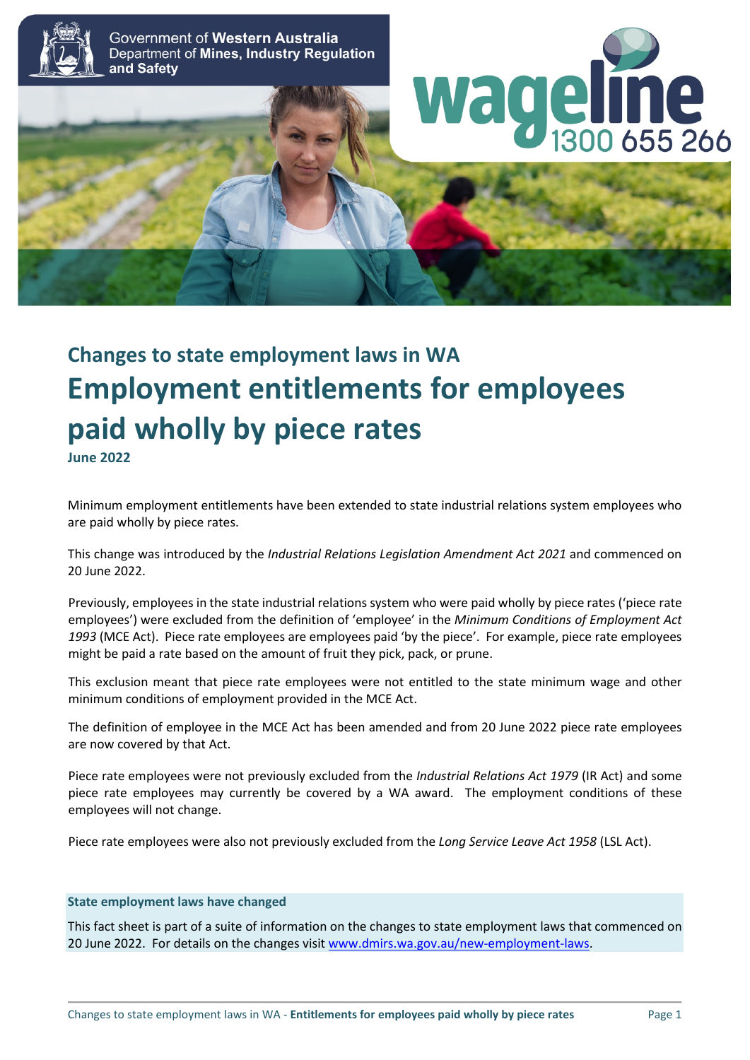Government of **Western Australia**
Department of **Mines, Industry Regulation and Safety**

**wageline** 1300 655 266

## Changes to state employment laws in WA

# Employment entitlements for employees paid wholly by piece rates

**June 2022**

Minimum employment entitlements have been extended to state industrial relations system employees who are paid wholly by piece rates.

This change was introduced by the *Industrial Relations Legislation Amendment Act 2021* and commenced on 20 June 2022.

Previously, employees in the state industrial relations system who were paid wholly by piece rates ('piece rate employees') were excluded from the definition of 'employee' in the *Minimum Conditions of Employment Act 1993* (MCE Act). Piece rate employees are employees paid 'by the piece'. For example, piece rate employees might be paid a rate based on the amount of fruit they pick, pack, or prune.

This exclusion meant that piece rate employees were not entitled to the state minimum wage and other minimum conditions of employment provided in the MCE Act.

The definition of employee in the MCE Act has been amended and from 20 June 2022 piece rate employees are now covered by that Act.

Piece rate employees were not previously excluded from the *Industrial Relations Act 1979* (IR Act) and some piece rate employees may currently be covered by a WA award. The employment conditions of these employees will not change.

Piece rate employees were also not previously excluded from the *Long Service Leave Act 1958* (LSL Act).

**State employment laws have changed**

This fact sheet is part of a suite of information on the changes to state employment laws that commenced on 20 June 2022. For details on the changes visit [www.dmirs.wa.gov.au/new-employment-laws](www.dmirs.wa.gov.au/new-employment-laws).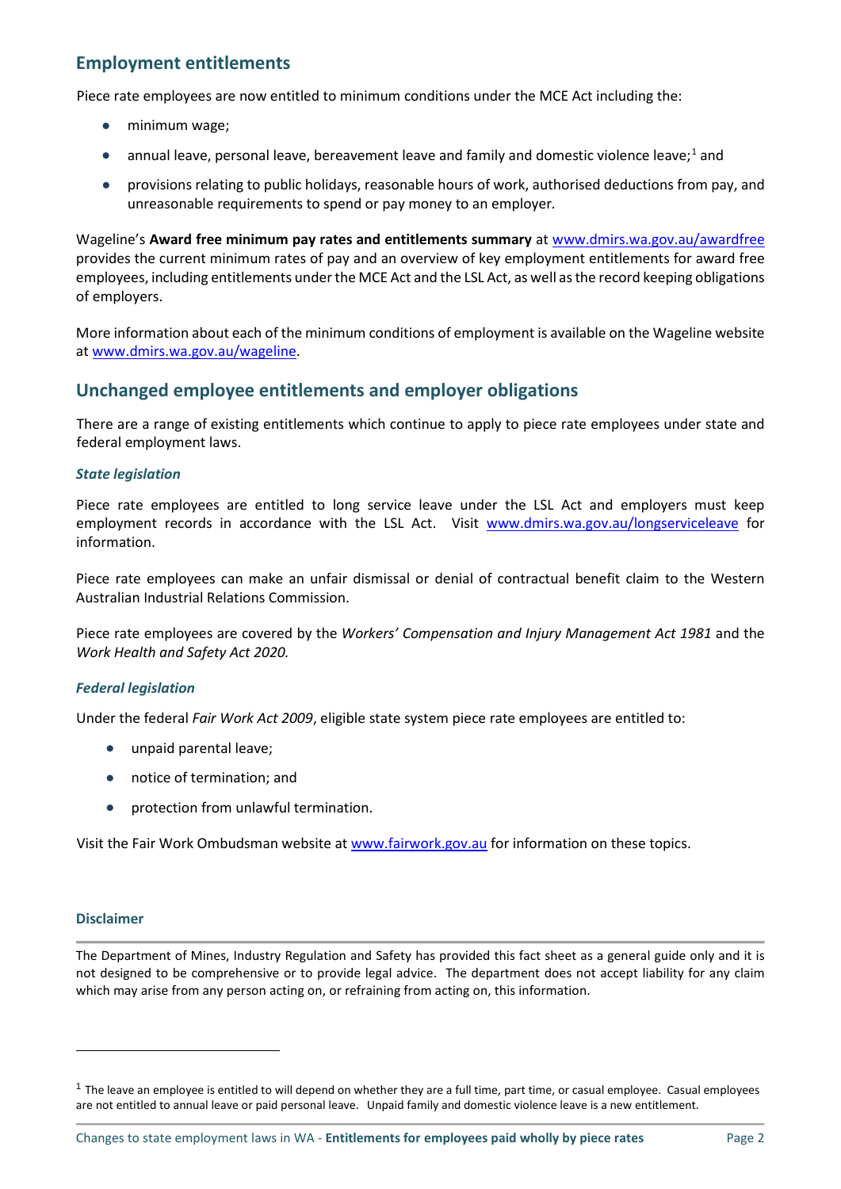## Employment entitlements

Piece rate employees are now entitled to minimum conditions under the MCE Act including the:

- minimum wage;
- annual leave, personal leave, bereavement leave and family and domestic violence leave;[1] and
- provisions relating to public holidays, reasonable hours of work, authorised deductions from pay, and unreasonable requirements to spend or pay money to an employer.

Wageline's **Award free minimum pay rates and entitlements summary** at www.dmirs.wa.gov.au/awardfree provides the current minimum rates of pay and an overview of key employment entitlements for award free employees, including entitlements under the MCE Act and the LSL Act, as well as the record keeping obligations of employers.

More information about each of the minimum conditions of employment is available on the Wageline website at www.dmirs.wa.gov.au/wageline.

## Unchanged employee entitlements and employer obligations

There are a range of existing entitlements which continue to apply to piece rate employees under state and federal employment laws.

### *State legislation*

Piece rate employees are entitled to long service leave under the LSL Act and employers must keep employment records in accordance with the LSL Act. Visit www.dmirs.wa.gov.au/longserviceleave for information.

Piece rate employees can make an unfair dismissal or denial of contractual benefit claim to the Western Australian Industrial Relations Commission.

Piece rate employees are covered by the *Workers' Compensation and Injury Management Act 1981* and the *Work Health and Safety Act 2020.*

### *Federal legislation*

Under the federal *Fair Work Act 2009*, eligible state system piece rate employees are entitled to:

- unpaid parental leave;
- notice of termination; and
- protection from unlawful termination.

Visit the Fair Work Ombudsman website at www.fairwork.gov.au for information on these topics.

#### Disclaimer

The Department of Mines, Industry Regulation and Safety has provided this fact sheet as a general guide only and it is not designed to be comprehensive or to provide legal advice. The department does not accept liability for any claim which may arise from any person acting on, or refraining from acting on, this information.

---

[1] The leave an employee is entitled to will depend on whether they are a full time, part time, or casual employee. Casual employees are not entitled to annual leave or paid personal leave. Unpaid family and domestic violence leave is a new entitlement.